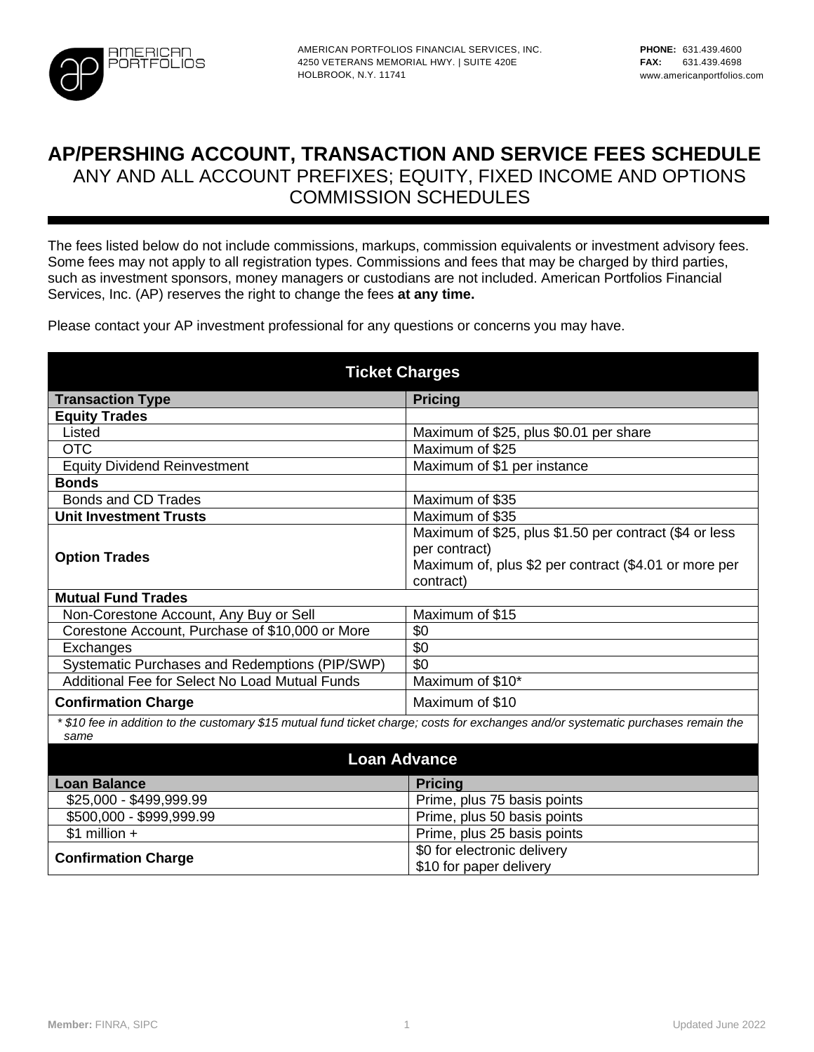AMERICAN PORTFOLIOS FINANCIAL SERVICES, INC.
4250 VETERANS MEMORIAL HWY. | SUITE 420E
HOLBROOK, N.Y. 11741

**PHONE:** 631.439.4600
**FAX:** 631.439.4698
www.americanportfolios.com

# AP/PERSHING ACCOUNT, TRANSACTION AND SERVICE FEES SCHEDULE

## ANY AND ALL ACCOUNT PREFIXES; EQUITY, FIXED INCOME AND OPTIONS COMMISSION SCHEDULES

The fees listed below do not include commissions, markups, commission equivalents or investment advisory fees. Some fees may not apply to all registration types. Commissions and fees that may be charged by third parties, such as investment sponsors, money managers or custodians are not included. American Portfolios Financial Services, Inc. (AP) reserves the right to change the fees **at any time.**

Please contact your AP investment professional for any questions or concerns you may have.

### Ticket Charges

| Transaction Type | Pricing |
|---|---|
| **Equity Trades** | |
| Listed | Maximum of $25, plus $0.01 per share |
| OTC | Maximum of $25 |
| Equity Dividend Reinvestment | Maximum of $1 per instance |
| **Bonds** | |
| Bonds and CD Trades | Maximum of $35 |
| **Unit Investment Trusts** | Maximum of $35 |
| **Option Trades** | Maximum of $25, plus $1.50 per contract ($4 or less per contract)<br>Maximum of, plus $2 per contract ($4.01 or more per contract) |
| **Mutual Fund Trades** | |
| Non-Corestone Account, Any Buy or Sell | Maximum of $15 |
| Corestone Account, Purchase of $10,000 or More | $0 |
| Exchanges | $0 |
| Systematic Purchases and Redemptions (PIP/SWP) | $0 |
| Additional Fee for Select No Load Mutual Funds | Maximum of $10* |
| **Confirmation Charge** | Maximum of $10 |

*\* $10 fee in addition to the customary $15 mutual fund ticket charge; costs for exchanges and/or systematic purchases remain the same*

### Loan Advance

| Loan Balance | Pricing |
|---|---|
| $25,000 - $499,999.99 | Prime, plus 75 basis points |
| $500,000 - $999,999.99 | Prime, plus 50 basis points |
| $1 million + | Prime, plus 25 basis points |
| **Confirmation Charge** | $0 for electronic delivery<br>$10 for paper delivery |

**Member:** FINRA, SIPC

Updated June 2022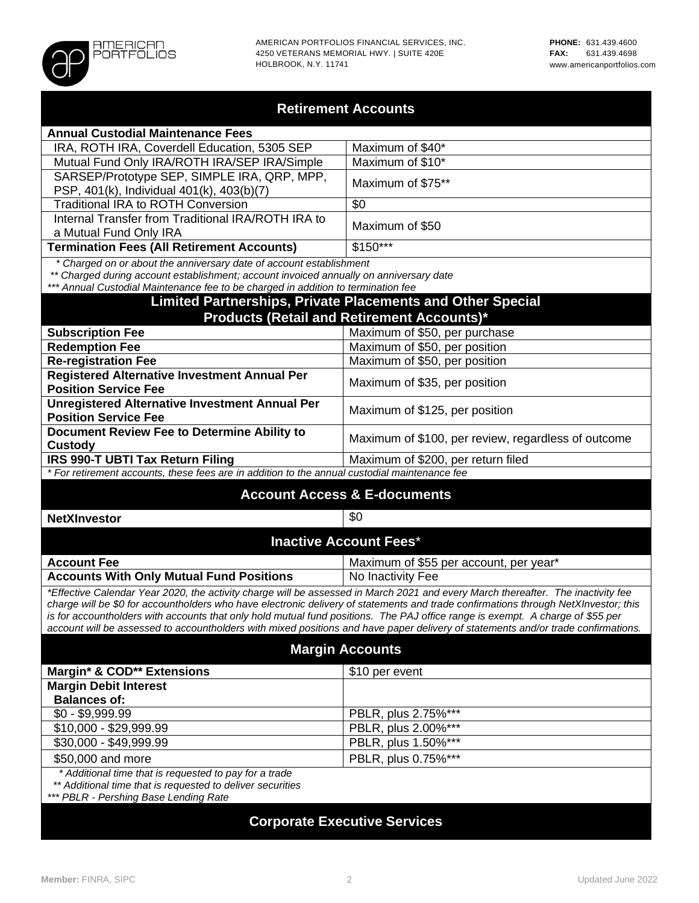AMERICAN PORTFOLIOS FINANCIAL SERVICES, INC.
4250 VETERANS MEMORIAL HWY. | SUITE 420E
HOLBROOK, N.Y. 11741

**PHONE:** 631.439.4600
**FAX:** 631.439.4698
www.americanportfolios.com

## Retirement Accounts

| **Annual Custodial Maintenance Fees** | |
|---|---|
| IRA, ROTH IRA, Coverdell Education, 5305 SEP | Maximum of $40* |
| Mutual Fund Only IRA/ROTH IRA/SEP IRA/Simple | Maximum of $10* |
| SARSEP/Prototype SEP, SIMPLE IRA, QRP, MPP, PSP, 401(k), Individual 401(k), 403(b)(7) | Maximum of $75** |
| Traditional IRA to ROTH Conversion | $0 |
| Internal Transfer from Traditional IRA/ROTH IRA to a Mutual Fund Only IRA | Maximum of $50 |
| **Termination Fees (All Retirement Accounts)** | $150*** |

*\* Charged on or about the anniversary date of account establishment*
*\*\* Charged during account establishment; account invoiced annually on anniversary date*
*\*\*\* Annual Custodial Maintenance fee to be charged in addition to termination fee*

## Limited Partnerships, Private Placements and Other Special Products (Retail and Retirement Accounts)*

| | |
|---|---|
| **Subscription Fee** | Maximum of $50, per purchase |
| **Redemption Fee** | Maximum of $50, per position |
| **Re-registration Fee** | Maximum of $50, per position |
| **Registered Alternative Investment Annual Per Position Service Fee** | Maximum of $35, per position |
| **Unregistered Alternative Investment Annual Per Position Service Fee** | Maximum of $125, per position |
| **Document Review Fee to Determine Ability to Custody** | Maximum of $100, per review, regardless of outcome |
| **IRS 990-T UBTI Tax Return Filing** | Maximum of $200, per return filed |

*\* For retirement accounts, these fees are in addition to the annual custodial maintenance fee*

## Account Access & E-documents

| | |
|---|---|
| **NetXInvestor** | $0 |

## Inactive Account Fees*

| | |
|---|---|
| **Account Fee** | Maximum of $55 per account, per year* |
| **Accounts With Only Mutual Fund Positions** | No Inactivity Fee |

*\*Effective Calendar Year 2020, the activity charge will be assessed in March 2021 and every March thereafter. The inactivity fee charge will be $0 for accountholders who have electronic delivery of statements and trade confirmations through NetXInvestor; this is for accountholders with accounts that only hold mutual fund positions. The PAJ office range is exempt. A charge of $55 per account will be assessed to accountholders with mixed positions and have paper delivery of statements and/or trade confirmations.*

## Margin Accounts

| | |
|---|---|
| **Margin\* & COD\*\* Extensions** | $10 per event |
| **Margin Debit Interest Balances of:** | |
| $0 - $9,999.99 | PBLR, plus 2.75%*** |
| $10,000 - $29,999.99 | PBLR, plus 2.00%*** |
| $30,000 - $49,999.99 | PBLR, plus 1.50%*** |
| $50,000 and more | PBLR, plus 0.75%*** |

*\* Additional time that is requested to pay for a trade*
*\*\* Additional time that is requested to deliver securities*
*\*\*\* PBLR - Pershing Base Lending Rate*

## Corporate Executive Services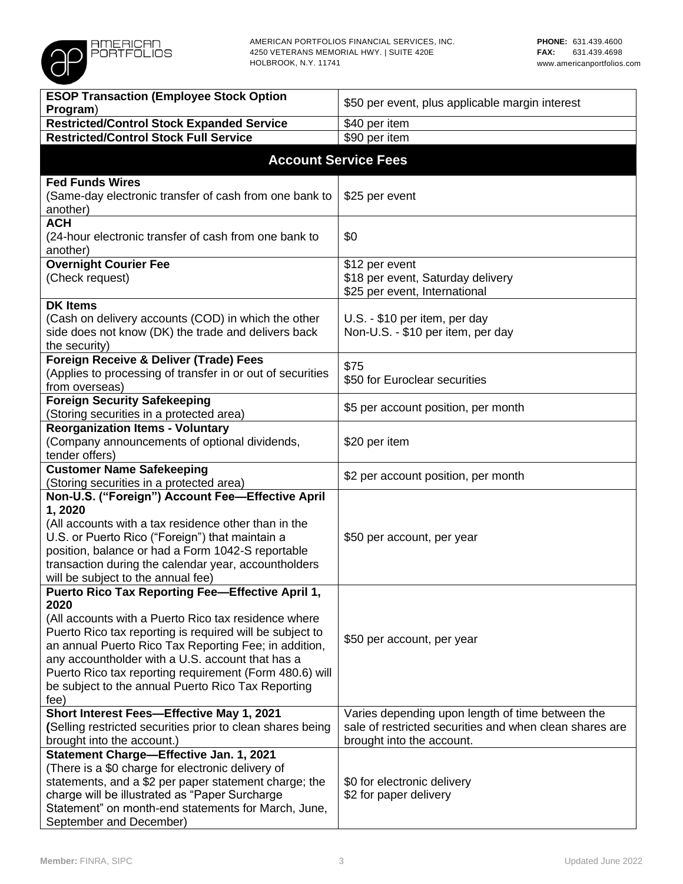| | |
|---|---|
| **ESOP Transaction (Employee Stock Option Program**) | $50 per event, plus applicable margin interest |
| **Restricted/Control Stock Expanded Service** | $40 per item |
| **Restricted/Control Stock Full Service** | $90 per item |
| **Account Service Fees** | |
| **Fed Funds Wires**<br>(Same-day electronic transfer of cash from one bank to another) | $25 per event |
| **ACH**<br>(24-hour electronic transfer of cash from one bank to another) | $0 |
| **Overnight Courier Fee**<br>(Check request) | $12 per event<br>$18 per event, Saturday delivery<br>$25 per event, International |
| **DK Items**<br>(Cash on delivery accounts (COD) in which the other side does not know (DK) the trade and delivers back the security) | U.S. - $10 per item, per day<br>Non-U.S. - $10 per item, per day |
| **Foreign Receive & Deliver (Trade) Fees**<br>(Applies to processing of transfer in or out of securities from overseas) | $75<br>$50 for Euroclear securities |
| **Foreign Security Safekeeping**<br>(Storing securities in a protected area) | $5 per account position, per month |
| **Reorganization Items - Voluntary**<br>(Company announcements of optional dividends, tender offers) | $20 per item |
| **Customer Name Safekeeping**<br>(Storing securities in a protected area) | $2 per account position, per month |
| **Non-U.S. ("Foreign") Account Fee—Effective April 1, 2020**<br>(All accounts with a tax residence other than in the U.S. or Puerto Rico ("Foreign") that maintain a position, balance or had a Form 1042-S reportable transaction during the calendar year, accountholders will be subject to the annual fee) | $50 per account, per year |
| **Puerto Rico Tax Reporting Fee—Effective April 1, 2020**<br>(All accounts with a Puerto Rico tax residence where Puerto Rico tax reporting is required will be subject to an annual Puerto Rico Tax Reporting Fee; in addition, any accountholder with a U.S. account that has a Puerto Rico tax reporting requirement (Form 480.6) will be subject to the annual Puerto Rico Tax Reporting fee) | $50 per account, per year |
| **Short Interest Fees—Effective May 1, 2021**<br>**(**Selling restricted securities prior to clean shares being brought into the account.) | Varies depending upon length of time between the sale of restricted securities and when clean shares are brought into the account. |
| **Statement Charge—Effective Jan. 1, 2021**<br>(There is a $0 charge for electronic delivery of statements, and a $2 per paper statement charge; the charge will be illustrated as "Paper Surcharge Statement" on month-end statements for March, June, September and December) | $0 for electronic delivery<br>$2 for paper delivery |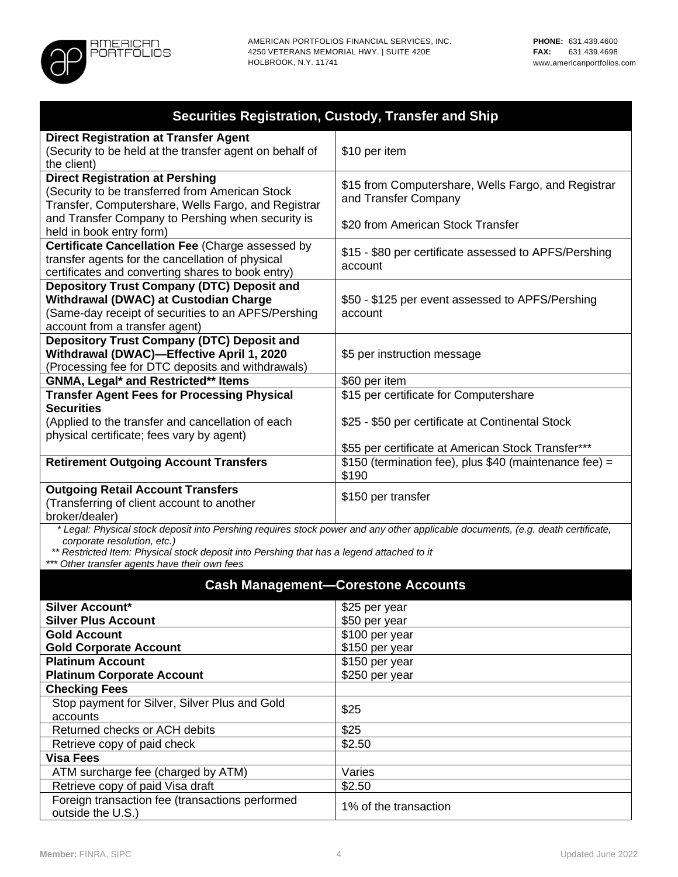| Securities Registration, Custody, Transfer and Ship | |
|---|---|
| **Direct Registration at Transfer Agent** (Security to be held at the transfer agent on behalf of the client) | $10 per item |
| **Direct Registration at Pershing** (Security to be transferred from American Stock Transfer, Computershare, Wells Fargo, and Registrar and Transfer Company to Pershing when security is held in book entry form) | $15 from Computershare, Wells Fargo, and Registrar and Transfer Company<br><br>$20 from American Stock Transfer |
| **Certificate Cancellation Fee** (Charge assessed by transfer agents for the cancellation of physical certificates and converting shares to book entry) | $15 - $80 per certificate assessed to APFS/Pershing account |
| **Depository Trust Company (DTC) Deposit and Withdrawal (DWAC) at Custodian Charge** (Same-day receipt of securities to an APFS/Pershing account from a transfer agent) | $50 - $125 per event assessed to APFS/Pershing account |
| **Depository Trust Company (DTC) Deposit and Withdrawal (DWAC)—Effective April 1, 2020** (Processing fee for DTC deposits and withdrawals) | $5 per instruction message |
| **GNMA, Legal* and Restricted** Items** | $60 per item |
| **Transfer Agent Fees for Processing Physical Securities** (Applied to the transfer and cancellation of each physical certificate; fees vary by agent) | $15 per certificate for Computershare<br><br>$25 - $50 per certificate at Continental Stock<br><br>$55 per certificate at American Stock Transfer*** |
| **Retirement Outgoing Account Transfers** | $150 (termination fee), plus $40 (maintenance fee) = $190 |
| **Outgoing Retail Account Transfers** (Transferring of client account to another broker/dealer) | $150 per transfer |

*\* Legal: Physical stock deposit into Pershing requires stock power and any other applicable documents, (e.g. death certificate, corporate resolution, etc.)*
*\*\* Restricted Item: Physical stock deposit into Pershing that has a legend attached to it*
*\*\*\* Other transfer agents have their own fees*

| Cash Management—Corestone Accounts | |
|---|---|
| **Silver Account*** | $25 per year |
| **Silver Plus Account** | $50 per year |
| **Gold Account** | $100 per year |
| **Gold Corporate Account** | $150 per year |
| **Platinum Account** | $150 per year |
| **Platinum Corporate Account** | $250 per year |
| **Checking Fees** | |
| Stop payment for Silver, Silver Plus and Gold accounts | $25 |
| Returned checks or ACH debits | $25 |
| Retrieve copy of paid check | $2.50 |
| **Visa Fees** | |
| ATM surcharge fee (charged by ATM) | Varies |
| Retrieve copy of paid Visa draft | $2.50 |
| Foreign transaction fee (transactions performed outside the U.S.) | 1% of the transaction |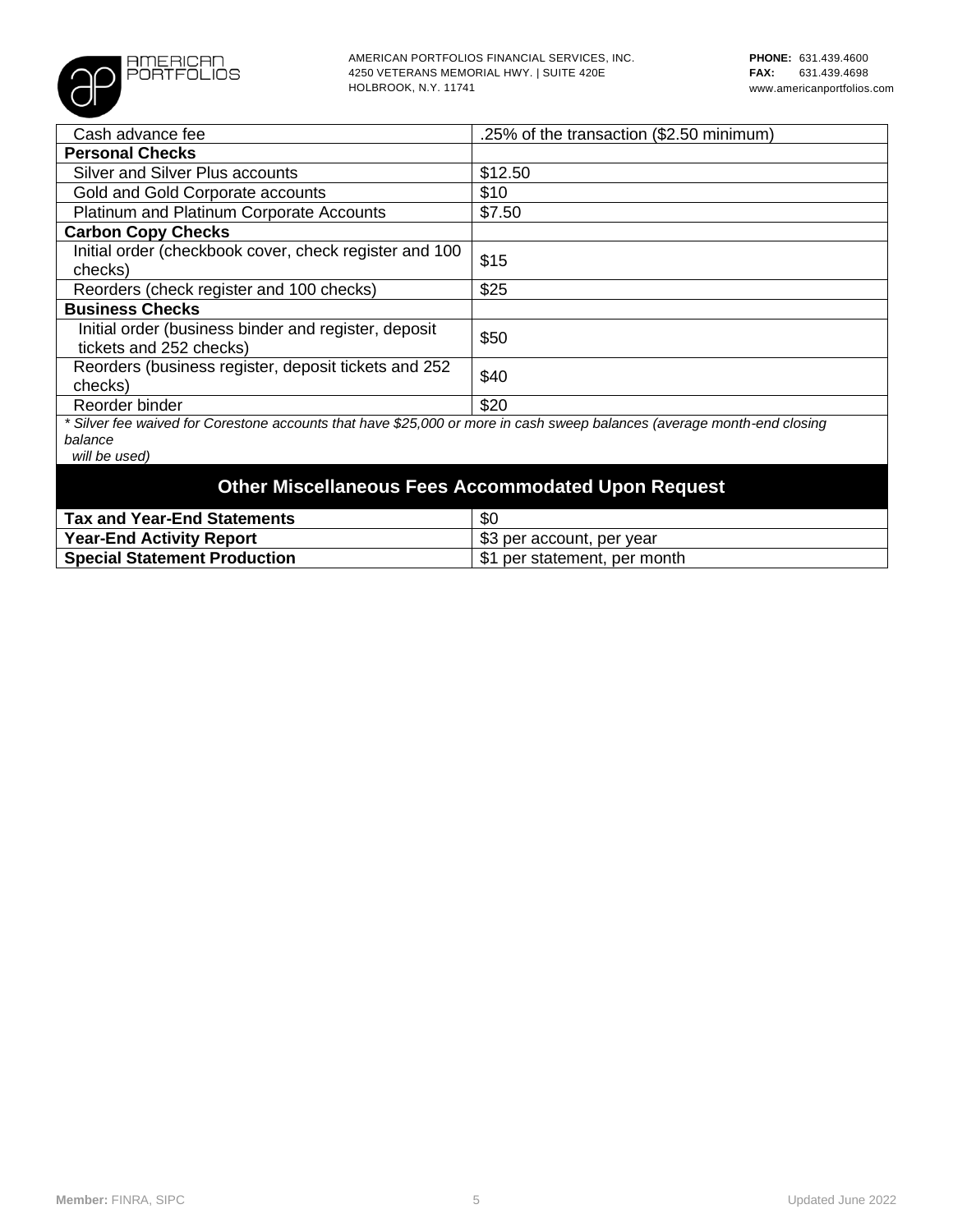| | |
|---|---|
| Cash advance fee | .25% of the transaction ($2.50 minimum) |
| **Personal Checks** | |
| Silver and Silver Plus accounts | $12.50 |
| Gold and Gold Corporate accounts | $10 |
| Platinum and Platinum Corporate Accounts | $7.50 |
| **Carbon Copy Checks** | |
| Initial order (checkbook cover, check register and 100 checks) | $15 |
| Reorders (check register and 100 checks) | $25 |
| **Business Checks** | |
| Initial order (business binder and register, deposit tickets and 252 checks) | $50 |
| Reorders (business register, deposit tickets and 252 checks) | $40 |
| Reorder binder | $20 |

*\* Silver fee waived for Corestone accounts that have $25,000 or more in cash sweep balances (average month-end closing balance will be used)*

## Other Miscellaneous Fees Accommodated Upon Request

| | |
|---|---|
| **Tax and Year-End Statements** | $0 |
| **Year-End Activity Report** | $3 per account, per year |
| **Special Statement Production** | $1 per statement, per month |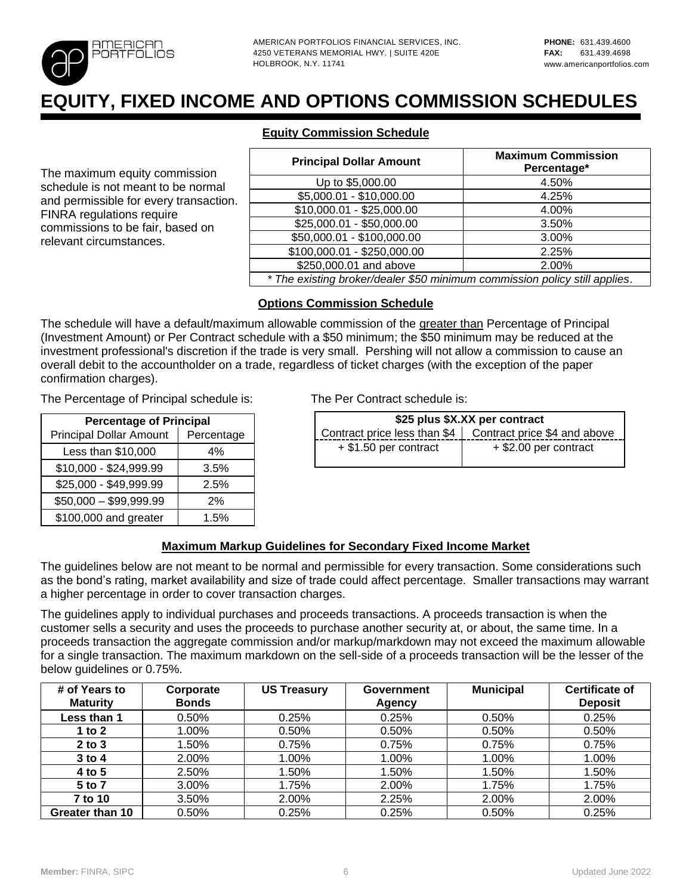AMERICAN PORTFOLIOS FINANCIAL SERVICES, INC.
4250 VETERANS MEMORIAL HWY. | SUITE 420E
HOLBROOK, N.Y. 11741

**PHONE:** 631.439.4600
**FAX:** 631.439.4698
www.americanportfolios.com

# EQUITY, FIXED INCOME AND OPTIONS COMMISSION SCHEDULES

## Equity Commission Schedule

The maximum equity commission schedule is not meant to be normal and permissible for every transaction. FINRA regulations require commissions to be fair, based on relevant circumstances.

| Principal Dollar Amount | Maximum Commission Percentage* |
|---|---|
| Up to $5,000.00 | 4.50% |
| $5,000.01 - $10,000.00 | 4.25% |
| $10,000.01 - $25,000.00 | 4.00% |
| $25,000.01 - $50,000.00 | 3.50% |
| $50,000.01 - $100,000.00 | 3.00% |
| $100,000.01 - $250,000.00 | 2.25% |
| $250,000.01 and above | 2.00% |

*\* The existing broker/dealer $50 minimum commission policy still applies.*

## Options Commission Schedule

The schedule will have a default/maximum allowable commission of the greater than Percentage of Principal (Investment Amount) or Per Contract schedule with a $50 minimum; the $50 minimum may be reduced at the investment professional's discretion if the trade is very small. Pershing will not allow a commission to cause an overall debit to the accountholder on a trade, regardless of ticket charges (with the exception of the paper confirmation charges).

The Percentage of Principal schedule is:

| Percentage of Principal | |
|---|---|
| Principal Dollar Amount | Percentage |
| Less than $10,000 | 4% |
| $10,000 - $24,999.99 | 3.5% |
| $25,000 - $49,999.99 | 2.5% |
| $50,000 – $99,999.99 | 2% |
| $100,000 and greater | 1.5% |

The Per Contract schedule is:

| $25 plus $X.XX per contract | |
|---|---|
| Contract price less than $4 | Contract price $4 and above |
| + $1.50 per contract | + $2.00 per contract |

## Maximum Markup Guidelines for Secondary Fixed Income Market

The guidelines below are not meant to be normal and permissible for every transaction. Some considerations such as the bond's rating, market availability and size of trade could affect percentage. Smaller transactions may warrant a higher percentage in order to cover transaction charges.

The guidelines apply to individual purchases and proceeds transactions. A proceeds transaction is when the customer sells a security and uses the proceeds to purchase another security at, or about, the same time. In a proceeds transaction the aggregate commission and/or markup/markdown may not exceed the maximum allowable for a single transaction. The maximum markdown on the sell-side of a proceeds transaction will be the lesser of the below guidelines or 0.75%.

| # of Years to Maturity | Corporate Bonds | US Treasury | Government Agency | Municipal | Certificate of Deposit |
|---|---|---|---|---|---|
| **Less than 1** | 0.50% | 0.25% | 0.25% | 0.50% | 0.25% |
| **1 to 2** | 1.00% | 0.50% | 0.50% | 0.50% | 0.50% |
| **2 to 3** | 1.50% | 0.75% | 0.75% | 0.75% | 0.75% |
| **3 to 4** | 2.00% | 1.00% | 1.00% | 1.00% | 1.00% |
| **4 to 5** | 2.50% | 1.50% | 1.50% | 1.50% | 1.50% |
| **5 to 7** | 3.00% | 1.75% | 2.00% | 1.75% | 1.75% |
| **7 to 10** | 3.50% | 2.00% | 2.25% | 2.00% | 2.00% |
| **Greater than 10** | 0.50% | 0.25% | 0.25% | 0.50% | 0.25% |

**Member:** FINRA, SIPC

Updated June 2022